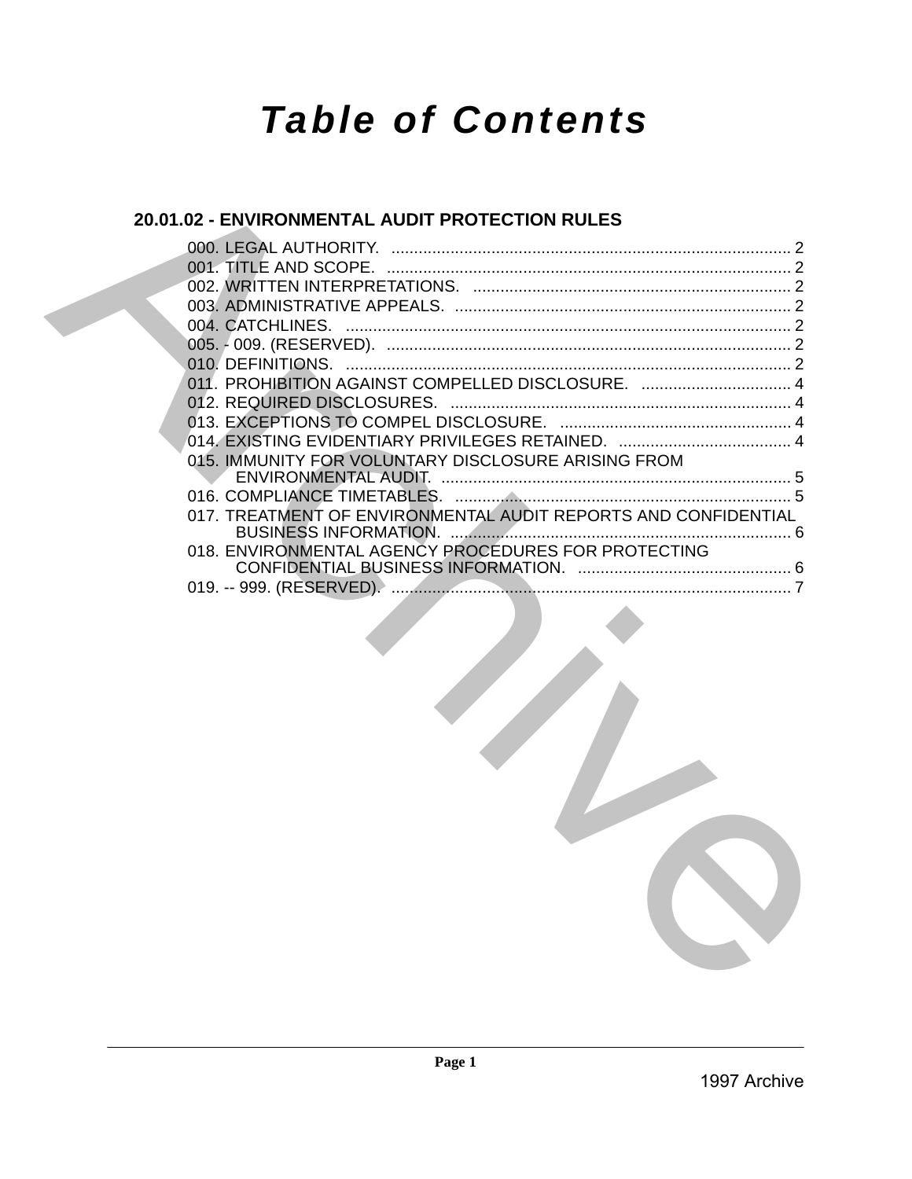# *Table of Contents*

## 20.01.02 - ENVIRONMENTAL AUDIT PROTECTION RULES

000. LEGAL AUTHORITY. ........................................................................................ 2
001. TITLE AND SCOPE. ......................................................................................... 2
002. WRITTEN INTERPRETATIONS. ...................................................................... 2
003. ADMINISTRATIVE APPEALS. .......................................................................... 2
004. CATCHLINES. .................................................................................................. 2
005. - 009. (RESERVED). ......................................................................................... 2
010. DEFINITIONS. .................................................................................................. 2
011. PROHIBITION AGAINST COMPELLED DISCLOSURE. ................................. 4
012. REQUIRED DISCLOSURES. ............................................................................ 4
013. EXCEPTIONS TO COMPEL DISCLOSURE. .................................................... 4
014. EXISTING EVIDENTIARY PRIVILEGES RETAINED. ...................................... 4
015. IMMUNITY FOR VOLUNTARY DISCLOSURE ARISING FROM ENVIRONMENTAL AUDIT. ............................................................................. 5
016. COMPLIANCE TIMETABLES. .......................................................................... 5
017. TREATMENT OF ENVIRONMENTAL AUDIT REPORTS AND CONFIDENTIAL BUSINESS INFORMATION. ........................................................................... 6
018. ENVIRONMENTAL AGENCY PROCEDURES FOR PROTECTING CONFIDENTIAL BUSINESS INFORMATION. ............................................... 6
019. -- 999. (RESERVED). ........................................................................................ 7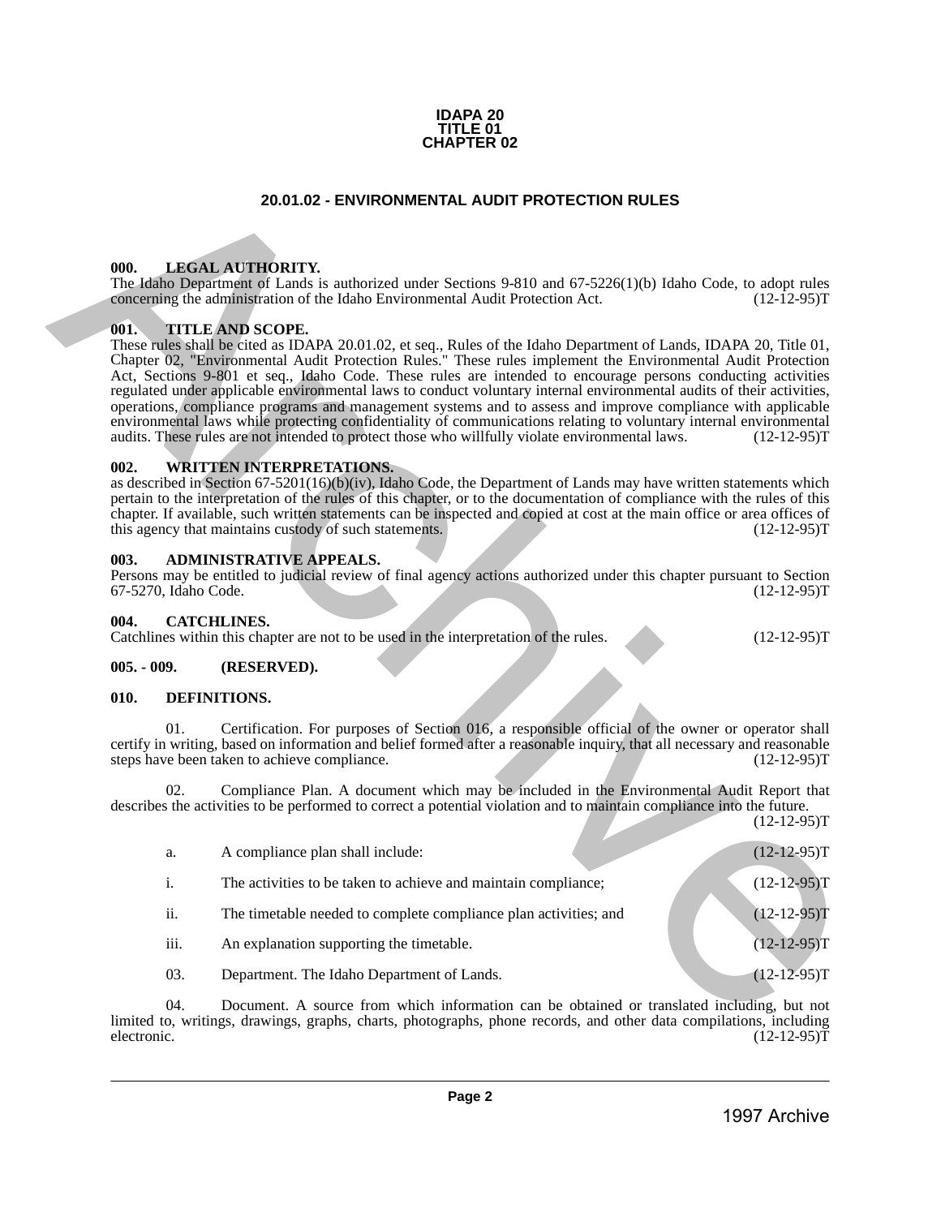# IDAPA 20 TITLE 01 CHAPTER 02

## 20.01.02 - ENVIRONMENTAL AUDIT PROTECTION RULES

**000. LEGAL AUTHORITY.**

The Idaho Department of Lands is authorized under Sections 9-810 and 67-5226(1)(b) Idaho Code, to adopt rules concerning the administration of the Idaho Environmental Audit Protection Act. (12-12-95)T

**001. TITLE AND SCOPE.**

These rules shall be cited as IDAPA 20.01.02, et seq., Rules of the Idaho Department of Lands, IDAPA 20, Title 01, Chapter 02, "Environmental Audit Protection Rules." These rules implement the Environmental Audit Protection Act, Sections 9-801 et seq., Idaho Code. These rules are intended to encourage persons conducting activities regulated under applicable environmental laws to conduct voluntary internal environmental audits of their activities, operations, compliance programs and management systems and to assess and improve compliance with applicable environmental laws while protecting confidentiality of communications relating to voluntary internal environmental audits. These rules are not intended to protect those who willfully violate environmental laws. (12-12-95)T

**002. WRITTEN INTERPRETATIONS.**

as described in Section 67-5201(16)(b)(iv), Idaho Code, the Department of Lands may have written statements which pertain to the interpretation of the rules of this chapter, or to the documentation of compliance with the rules of this chapter. If available, such written statements can be inspected and copied at cost at the main office or area offices of this agency that maintains custody of such statements. (12-12-95)T

**003. ADMINISTRATIVE APPEALS.**

Persons may be entitled to judicial review of final agency actions authorized under this chapter pursuant to Section 67-5270, Idaho Code. (12-12-95)T

**004. CATCHLINES.**

Catchlines within this chapter are not to be used in the interpretation of the rules. (12-12-95)T

**005. - 009. (RESERVED).**

**010. DEFINITIONS.**

01. Certification. For purposes of Section 016, a responsible official of the owner or operator shall certify in writing, based on information and belief formed after a reasonable inquiry, that all necessary and reasonable steps have been taken to achieve compliance. (12-12-95)T

02. Compliance Plan. A document which may be included in the Environmental Audit Report that describes the activities to be performed to correct a potential violation and to maintain compliance into the future. (12-12-95)T

a. A compliance plan shall include: (12-12-95)T

i. The activities to be taken to achieve and maintain compliance; (12-12-95)T

ii. The timetable needed to complete compliance plan activities; and (12-12-95)T

iii. An explanation supporting the timetable. (12-12-95)T

03. Department. The Idaho Department of Lands. (12-12-95)T

04. Document. A source from which information can be obtained or translated including, but not limited to, writings, drawings, graphs, charts, photographs, phone records, and other data compilations, including electronic. (12-12-95)T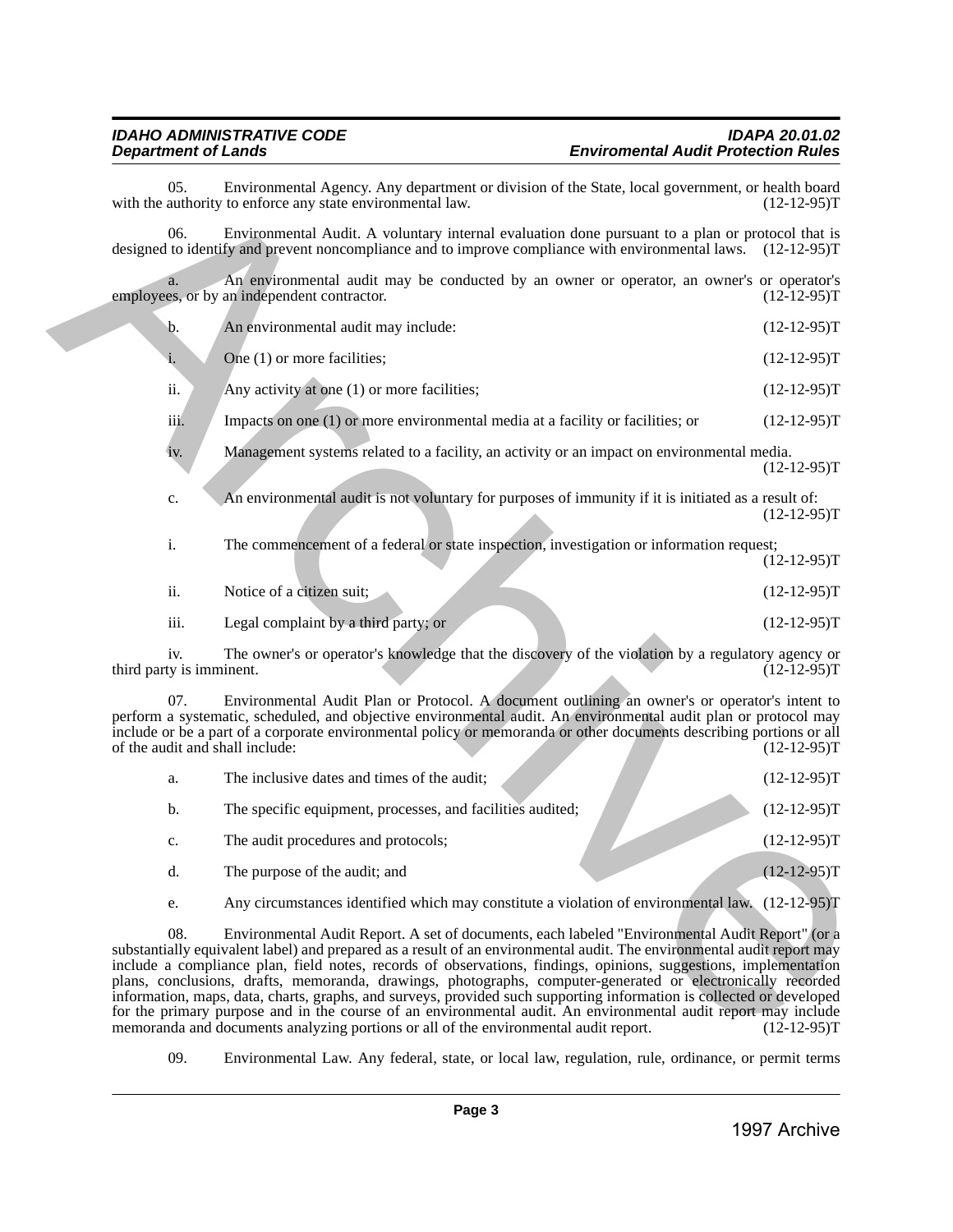05. Environmental Agency. Any department or division of the State, local government, or health board with the authority to enforce any state environmental law. (12-12-95)T

06. Environmental Audit. A voluntary internal evaluation done pursuant to a plan or protocol that is designed to identify and prevent noncompliance and to improve compliance with environmental laws. (12-12-95)T

a. An environmental audit may be conducted by an owner or operator, an owner's or operator's employees, or by an independent contractor. (12-12-95)T

b. An environmental audit may include: (12-12-95)T

i. One (1) or more facilities; (12-12-95)T

ii. Any activity at one (1) or more facilities; (12-12-95)T

iii. Impacts on one (1) or more environmental media at a facility or facilities; or (12-12-95)T

iv. Management systems related to a facility, an activity or an impact on environmental media. (12-12-95)T

c. An environmental audit is not voluntary for purposes of immunity if it is initiated as a result of: (12-12-95)T

i. The commencement of a federal or state inspection, investigation or information request; (12-12-95)T

ii. Notice of a citizen suit; (12-12-95)T

iii. Legal complaint by a third party; or (12-12-95)T

iv. The owner's or operator's knowledge that the discovery of the violation by a regulatory agency or third party is imminent. (12-12-95)T

07. Environmental Audit Plan or Protocol. A document outlining an owner's or operator's intent to perform a systematic, scheduled, and objective environmental audit. An environmental audit plan or protocol may include or be a part of a corporate environmental policy or memoranda or other documents describing portions or all of the audit and shall include: (12-12-95)T

a. The inclusive dates and times of the audit; (12-12-95)T

b. The specific equipment, processes, and facilities audited; (12-12-95)T

c. The audit procedures and protocols; (12-12-95)T

d. The purpose of the audit; and (12-12-95)T

e. Any circumstances identified which may constitute a violation of environmental law. (12-12-95)T

08. Environmental Audit Report. A set of documents, each labeled "Environmental Audit Report" (or a substantially equivalent label) and prepared as a result of an environmental audit. The environmental audit report may include a compliance plan, field notes, records of observations, findings, opinions, suggestions, implementation plans, conclusions, drafts, memoranda, drawings, photographs, computer-generated or electronically recorded information, maps, data, charts, graphs, and surveys, provided such supporting information is collected or developed for the primary purpose and in the course of an environmental audit. An environmental audit report may include memoranda and documents analyzing portions or all of the environmental audit report. (12-12-95)T

09. Environmental Law. Any federal, state, or local law, regulation, rule, ordinance, or permit terms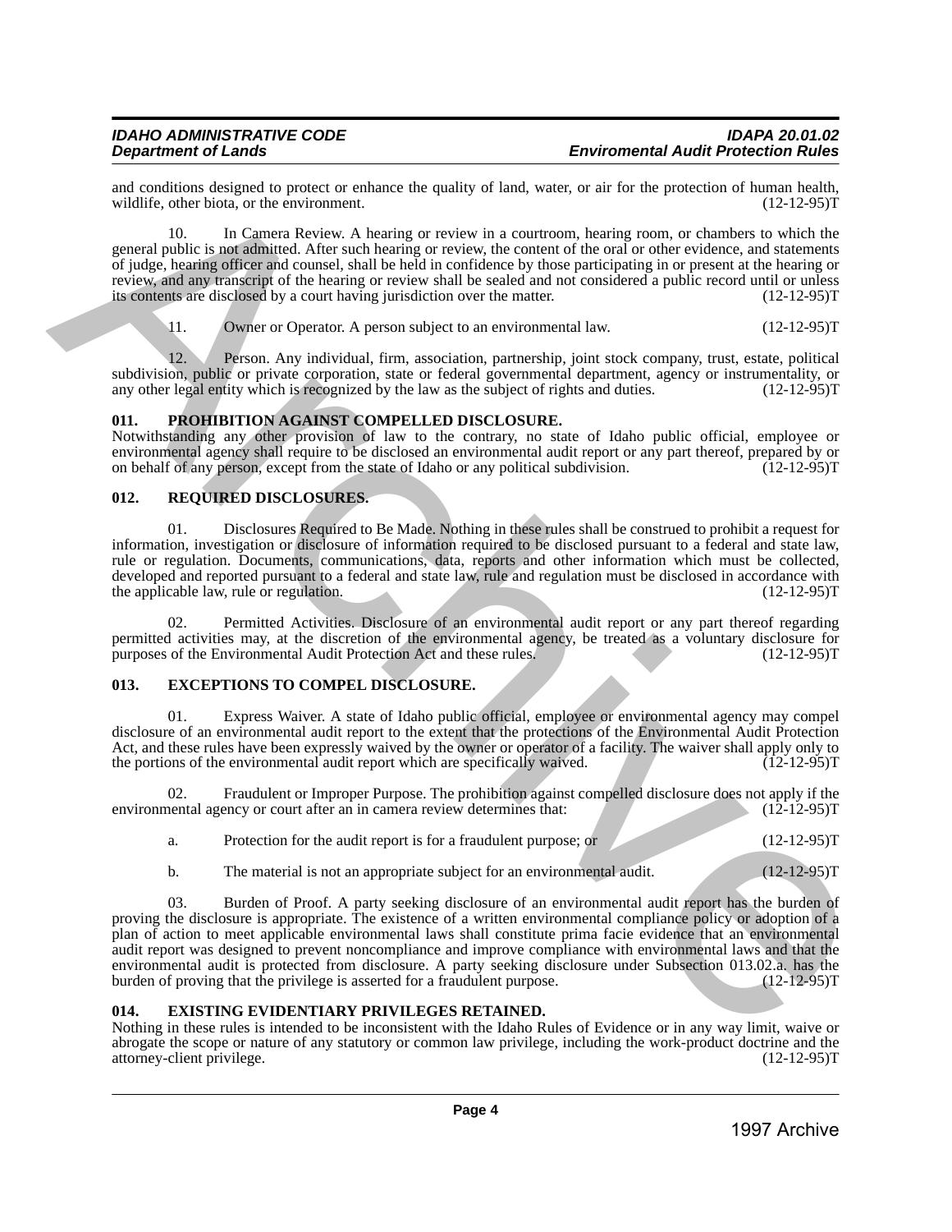and conditions designed to protect or enhance the quality of land, water, or air for the protection of human health, wildlife, other biota, or the environment. (12-12-95)T

10. In Camera Review. A hearing or review in a courtroom, hearing room, or chambers to which the general public is not admitted. After such hearing or review, the content of the oral or other evidence, and statements of judge, hearing officer and counsel, shall be held in confidence by those participating in or present at the hearing or review, and any transcript of the hearing or review shall be sealed and not considered a public record until or unless its contents are disclosed by a court having jurisdiction over the matter. (12-12-95)T

11. Owner or Operator. A person subject to an environmental law. (12-12-95)T

12. Person. Any individual, firm, association, partnership, joint stock company, trust, estate, political subdivision, public or private corporation, state or federal governmental department, agency or instrumentality, or any other legal entity which is recognized by the law as the subject of rights and duties. (12-12-95)T

## 011. PROHIBITION AGAINST COMPELLED DISCLOSURE.

Notwithstanding any other provision of law to the contrary, no state of Idaho public official, employee or environmental agency shall require to be disclosed an environmental audit report or any part thereof, prepared by or on behalf of any person, except from the state of Idaho or any political subdivision. (12-12-95)T

## 012. REQUIRED DISCLOSURES.

01. Disclosures Required to Be Made. Nothing in these rules shall be construed to prohibit a request for information, investigation or disclosure of information required to be disclosed pursuant to a federal and state law, rule or regulation. Documents, communications, data, reports and other information which must be collected, developed and reported pursuant to a federal and state law, rule and regulation must be disclosed in accordance with the applicable law, rule or regulation. (12-12-95)T

02. Permitted Activities. Disclosure of an environmental audit report or any part thereof regarding permitted activities may, at the discretion of the environmental agency, be treated as a voluntary disclosure for purposes of the Environmental Audit Protection Act and these rules. (12-12-95)T

## 013. EXCEPTIONS TO COMPEL DISCLOSURE.

01. Express Waiver. A state of Idaho public official, employee or environmental agency may compel disclosure of an environmental audit report to the extent that the protections of the Environmental Audit Protection Act, and these rules have been expressly waived by the owner or operator of a facility. The waiver shall apply only to the portions of the environmental audit report which are specifically waived. (12-12-95)T

02. Fraudulent or Improper Purpose. The prohibition against compelled disclosure does not apply if the environmental agency or court after an in camera review determines that: (12-12-95)T

a. Protection for the audit report is for a fraudulent purpose; or (12-12-95)T

b. The material is not an appropriate subject for an environmental audit. (12-12-95)T

03. Burden of Proof. A party seeking disclosure of an environmental audit report has the burden of proving the disclosure is appropriate. The existence of a written environmental compliance policy or adoption of a plan of action to meet applicable environmental laws shall constitute prima facie evidence that an environmental audit report was designed to prevent noncompliance and improve compliance with environmental laws and that the environmental audit is protected from disclosure. A party seeking disclosure under Subsection 013.02.a. has the burden of proving that the privilege is asserted for a fraudulent purpose. (12-12-95)T

## 014. EXISTING EVIDENTIARY PRIVILEGES RETAINED.

Nothing in these rules is intended to be inconsistent with the Idaho Rules of Evidence or in any way limit, waive or abrogate the scope or nature of any statutory or common law privilege, including the work-product doctrine and the attorney-client privilege. (12-12-95)T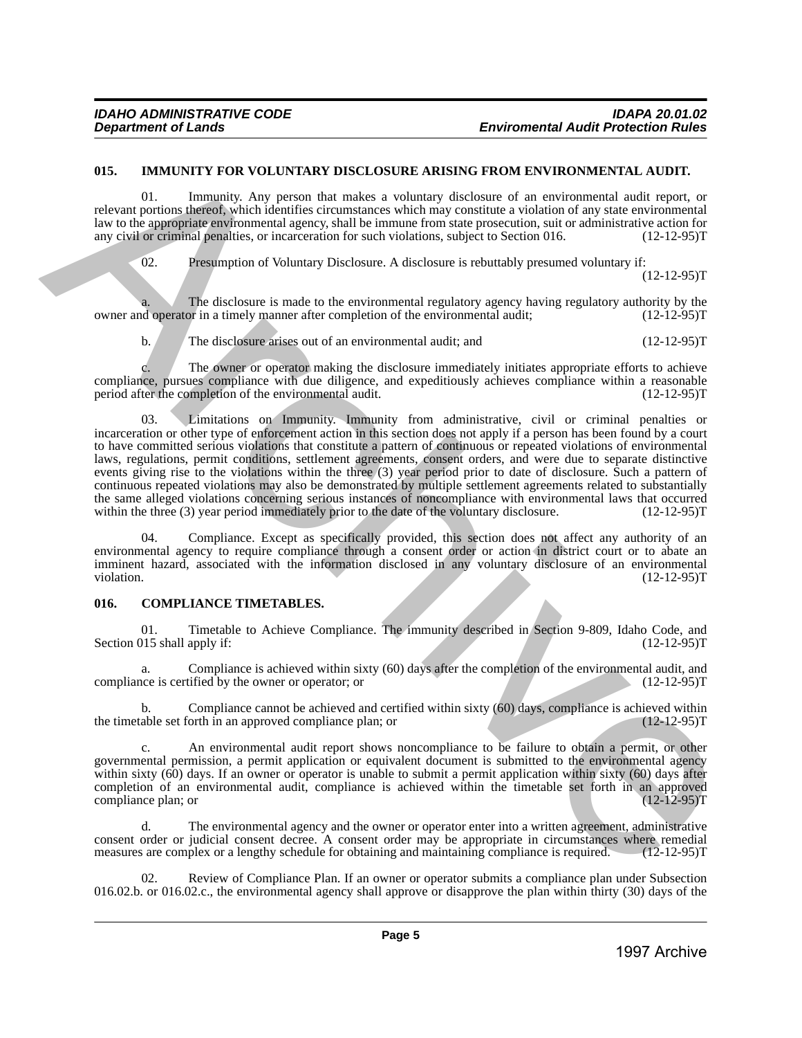**015. IMMUNITY FOR VOLUNTARY DISCLOSURE ARISING FROM ENVIRONMENTAL AUDIT.**

01. Immunity. Any person that makes a voluntary disclosure of an environmental audit report, or relevant portions thereof, which identifies circumstances which may constitute a violation of any state environmental law to the appropriate environmental agency, shall be immune from state prosecution, suit or administrative action for any civil or criminal penalties, or incarceration for such violations, subject to Section 016. (12-12-95)T

02. Presumption of Voluntary Disclosure. A disclosure is rebuttably presumed voluntary if: (12-12-95)T

a. The disclosure is made to the environmental regulatory agency having regulatory authority by the owner and operator in a timely manner after completion of the environmental audit; (12-12-95)T

b. The disclosure arises out of an environmental audit; and (12-12-95)T

c. The owner or operator making the disclosure immediately initiates appropriate efforts to achieve compliance, pursues compliance with due diligence, and expeditiously achieves compliance within a reasonable period after the completion of the environmental audit. (12-12-95)T

03. Limitations on Immunity. Immunity from administrative, civil or criminal penalties or incarceration or other type of enforcement action in this section does not apply if a person has been found by a court to have committed serious violations that constitute a pattern of continuous or repeated violations of environmental laws, regulations, permit conditions, settlement agreements, consent orders, and were due to separate distinctive events giving rise to the violations within the three (3) year period prior to date of disclosure. Such a pattern of continuous repeated violations may also be demonstrated by multiple settlement agreements related to substantially the same alleged violations concerning serious instances of noncompliance with environmental laws that occurred within the three (3) year period immediately prior to the date of the voluntary disclosure. (12-12-95)T

04. Compliance. Except as specifically provided, this section does not affect any authority of an environmental agency to require compliance through a consent order or action in district court or to abate an imminent hazard, associated with the information disclosed in any voluntary disclosure of an environmental violation. (12-12-95)T

**016. COMPLIANCE TIMETABLES.**

01. Timetable to Achieve Compliance. The immunity described in Section 9-809, Idaho Code, and Section 015 shall apply if: (12-12-95)T

a. Compliance is achieved within sixty (60) days after the completion of the environmental audit, and compliance is certified by the owner or operator; or (12-12-95)T

b. Compliance cannot be achieved and certified within sixty (60) days, compliance is achieved within the timetable set forth in an approved compliance plan; or (12-12-95)T

c. An environmental audit report shows noncompliance to be failure to obtain a permit, or other governmental permission, a permit application or equivalent document is submitted to the environmental agency within sixty (60) days. If an owner or operator is unable to submit a permit application within sixty (60) days after completion of an environmental audit, compliance is achieved within the timetable set forth in an approved compliance plan; or (12-12-95)T

d. The environmental agency and the owner or operator enter into a written agreement, administrative consent order or judicial consent decree. A consent order may be appropriate in circumstances where remedial measures are complex or a lengthy schedule for obtaining and maintaining compliance is required. (12-12-95)T

02. Review of Compliance Plan. If an owner or operator submits a compliance plan under Subsection 016.02.b. or 016.02.c., the environmental agency shall approve or disapprove the plan within thirty (30) days of the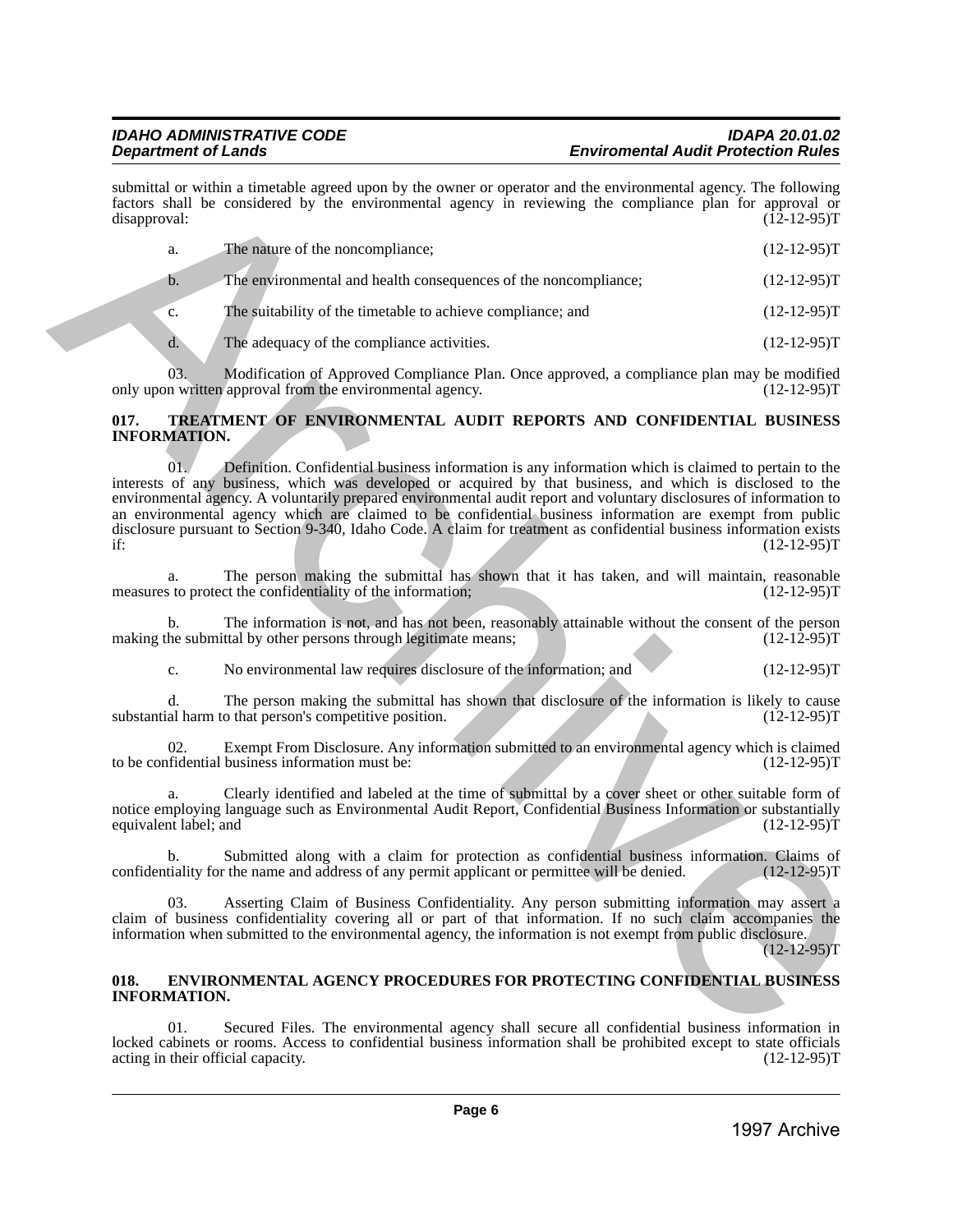submittal or within a timetable agreed upon by the owner or operator and the environmental agency. The following factors shall be considered by the environmental agency in reviewing the compliance plan for approval or disapproval: (12-12-95)T

a. The nature of the noncompliance; (12-12-95)T

b. The environmental and health consequences of the noncompliance; (12-12-95)T

c. The suitability of the timetable to achieve compliance; and (12-12-95)T

d. The adequacy of the compliance activities. (12-12-95)T

03. Modification of Approved Compliance Plan. Once approved, a compliance plan may be modified only upon written approval from the environmental agency. (12-12-95)T

**017. TREATMENT OF ENVIRONMENTAL AUDIT REPORTS AND CONFIDENTIAL BUSINESS INFORMATION.**

01. Definition. Confidential business information is any information which is claimed to pertain to the interests of any business, which was developed or acquired by that business, and which is disclosed to the environmental agency. A voluntarily prepared environmental audit report and voluntary disclosures of information to an environmental agency which are claimed to be confidential business information are exempt from public disclosure pursuant to Section 9-340, Idaho Code. A claim for treatment as confidential business information exists if: (12-12-95)T

a. The person making the submittal has shown that it has taken, and will maintain, reasonable measures to protect the confidentiality of the information; (12-12-95)T

b. The information is not, and has not been, reasonably attainable without the consent of the person making the submittal by other persons through legitimate means; (12-12-95)T

c. No environmental law requires disclosure of the information; and (12-12-95)T

d. The person making the submittal has shown that disclosure of the information is likely to cause substantial harm to that person's competitive position. (12-12-95)T

02. Exempt From Disclosure. Any information submitted to an environmental agency which is claimed to be confidential business information must be: (12-12-95)T

a. Clearly identified and labeled at the time of submittal by a cover sheet or other suitable form of notice employing language such as Environmental Audit Report, Confidential Business Information or substantially equivalent label; and (12-12-95)T

b. Submitted along with a claim for protection as confidential business information. Claims of confidentiality for the name and address of any permit applicant or permittee will be denied. (12-12-95)T

03. Asserting Claim of Business Confidentiality. Any person submitting information may assert a claim of business confidentiality covering all or part of that information. If no such claim accompanies the information when submitted to the environmental agency, the information is not exempt from public disclosure. (12-12-95)T

**018. ENVIRONMENTAL AGENCY PROCEDURES FOR PROTECTING CONFIDENTIAL BUSINESS INFORMATION.**

01. Secured Files. The environmental agency shall secure all confidential business information in locked cabinets or rooms. Access to confidential business information shall be prohibited except to state officials acting in their official capacity. (12-12-95)T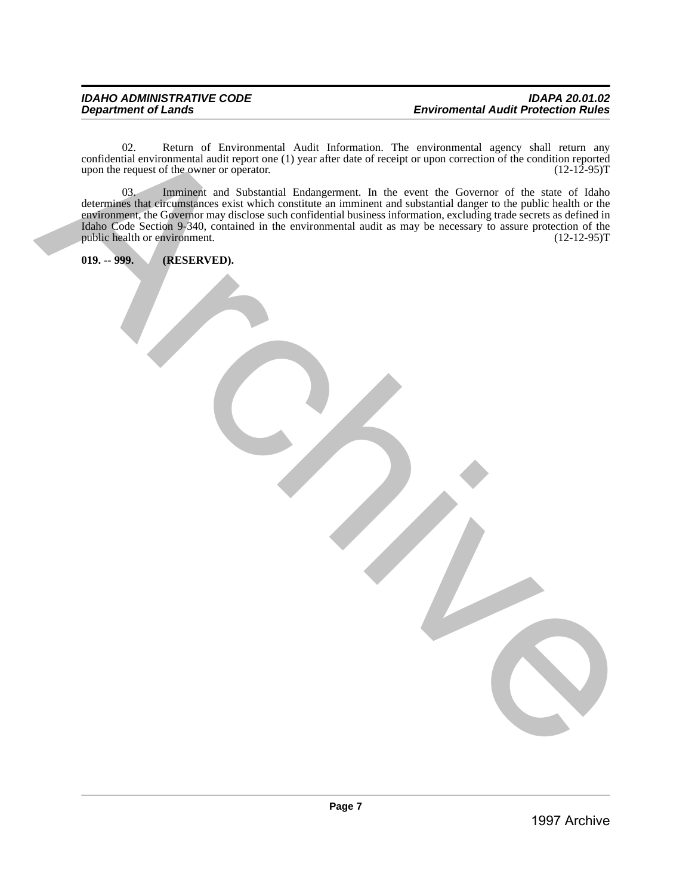02. Return of Environmental Audit Information. The environmental agency shall return any confidential environmental audit report one (1) year after date of receipt or upon correction of the condition reported upon the request of the owner or operator. (12-12-95)T

03. Imminent and Substantial Endangerment. In the event the Governor of the state of Idaho determines that circumstances exist which constitute an imminent and substantial danger to the public health or the environment, the Governor may disclose such confidential business information, excluding trade secrets as defined in Idaho Code Section 9-340, contained in the environmental audit as may be necessary to assure protection of the public health or environment. (12-12-95)T

**019. -- 999. (RESERVED).**